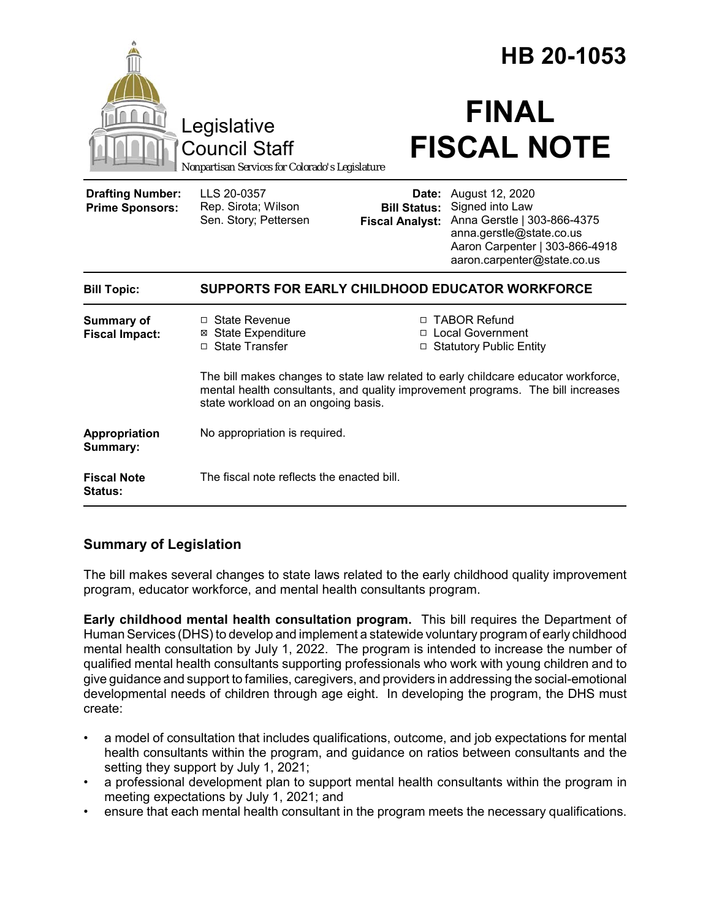# HB 20-1053

# FINAL FISCAL NOTE

Legislative Council Staff

*Nonpartisan Services for Colorado's Legislature*

| | | | |
|---|---|---|---|
| **Drafting Number:** | LLS 20-0357 | **Date:** | August 12, 2020 |
| **Prime Sponsors:** | Rep. Sirota; Wilson<br>Sen. Story; Pettersen | **Bill Status:** | Signed into Law |
| | | **Fiscal Analyst:** | Anna Gerstle \| 303-866-4375<br>anna.gerstle@state.co.us<br>Aaron Carpenter \| 303-866-4918<br>aaron.carpenter@state.co.us |

| | |
|---|---|
| **Bill Topic:** | **SUPPORTS FOR EARLY CHILDHOOD EDUCATOR WORKFORCE** |
| **Summary of Fiscal Impact:** | ☐ State Revenue<br>☒ State Expenditure<br>☐ State Transfer<br>☐ TABOR Refund<br>☐ Local Government<br>☐ Statutory Public Entity<br><br>The bill makes changes to state law related to early childcare educator workforce, mental health consultants, and quality improvement programs. The bill increases state workload on an ongoing basis. |
| **Appropriation Summary:** | No appropriation is required. |
| **Fiscal Note Status:** | The fiscal note reflects the enacted bill. |

## Summary of Legislation

The bill makes several changes to state laws related to the early childhood quality improvement program, educator workforce, and mental health consultants program.

**Early childhood mental health consultation program.** This bill requires the Department of Human Services (DHS) to develop and implement a statewide voluntary program of early childhood mental health consultation by July 1, 2022. The program is intended to increase the number of qualified mental health consultants supporting professionals who work with young children and to give guidance and support to families, caregivers, and providers in addressing the social-emotional developmental needs of children through age eight. In developing the program, the DHS must create:

- a model of consultation that includes qualifications, outcome, and job expectations for mental health consultants within the program, and guidance on ratios between consultants and the setting they support by July 1, 2021;
- a professional development plan to support mental health consultants within the program in meeting expectations by July 1, 2021; and
- ensure that each mental health consultant in the program meets the necessary qualifications.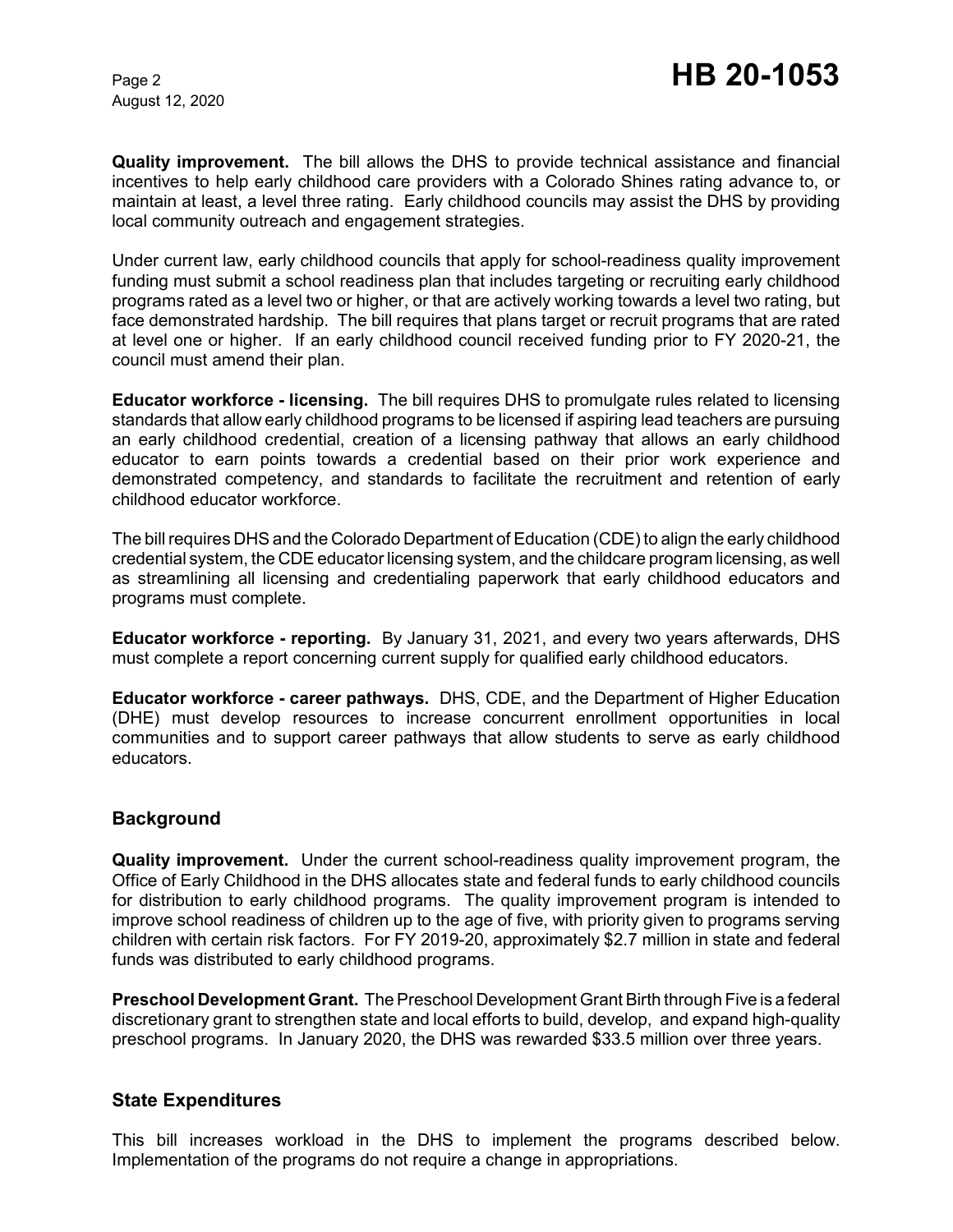**Quality improvement.** The bill allows the DHS to provide technical assistance and financial incentives to help early childhood care providers with a Colorado Shines rating advance to, or maintain at least, a level three rating. Early childhood councils may assist the DHS by providing local community outreach and engagement strategies.

Under current law, early childhood councils that apply for school-readiness quality improvement funding must submit a school readiness plan that includes targeting or recruiting early childhood programs rated as a level two or higher, or that are actively working towards a level two rating, but face demonstrated hardship. The bill requires that plans target or recruit programs that are rated at level one or higher. If an early childhood council received funding prior to FY 2020-21, the council must amend their plan.

**Educator workforce - licensing.** The bill requires DHS to promulgate rules related to licensing standards that allow early childhood programs to be licensed if aspiring lead teachers are pursuing an early childhood credential, creation of a licensing pathway that allows an early childhood educator to earn points towards a credential based on their prior work experience and demonstrated competency, and standards to facilitate the recruitment and retention of early childhood educator workforce.

The bill requires DHS and the Colorado Department of Education (CDE) to align the early childhood credential system, the CDE educator licensing system, and the childcare program licensing, as well as streamlining all licensing and credentialing paperwork that early childhood educators and programs must complete.

**Educator workforce - reporting.** By January 31, 2021, and every two years afterwards, DHS must complete a report concerning current supply for qualified early childhood educators.

**Educator workforce - career pathways.** DHS, CDE, and the Department of Higher Education (DHE) must develop resources to increase concurrent enrollment opportunities in local communities and to support career pathways that allow students to serve as early childhood educators.

## Background

**Quality improvement.** Under the current school-readiness quality improvement program, the Office of Early Childhood in the DHS allocates state and federal funds to early childhood councils for distribution to early childhood programs. The quality improvement program is intended to improve school readiness of children up to the age of five, with priority given to programs serving children with certain risk factors. For FY 2019-20, approximately $2.7 million in state and federal funds was distributed to early childhood programs.

**Preschool Development Grant.** The Preschool Development Grant Birth through Five is a federal discretionary grant to strengthen state and local efforts to build, develop, and expand high-quality preschool programs. In January 2020, the DHS was rewarded $33.5 million over three years.

## State Expenditures

This bill increases workload in the DHS to implement the programs described below. Implementation of the programs do not require a change in appropriations.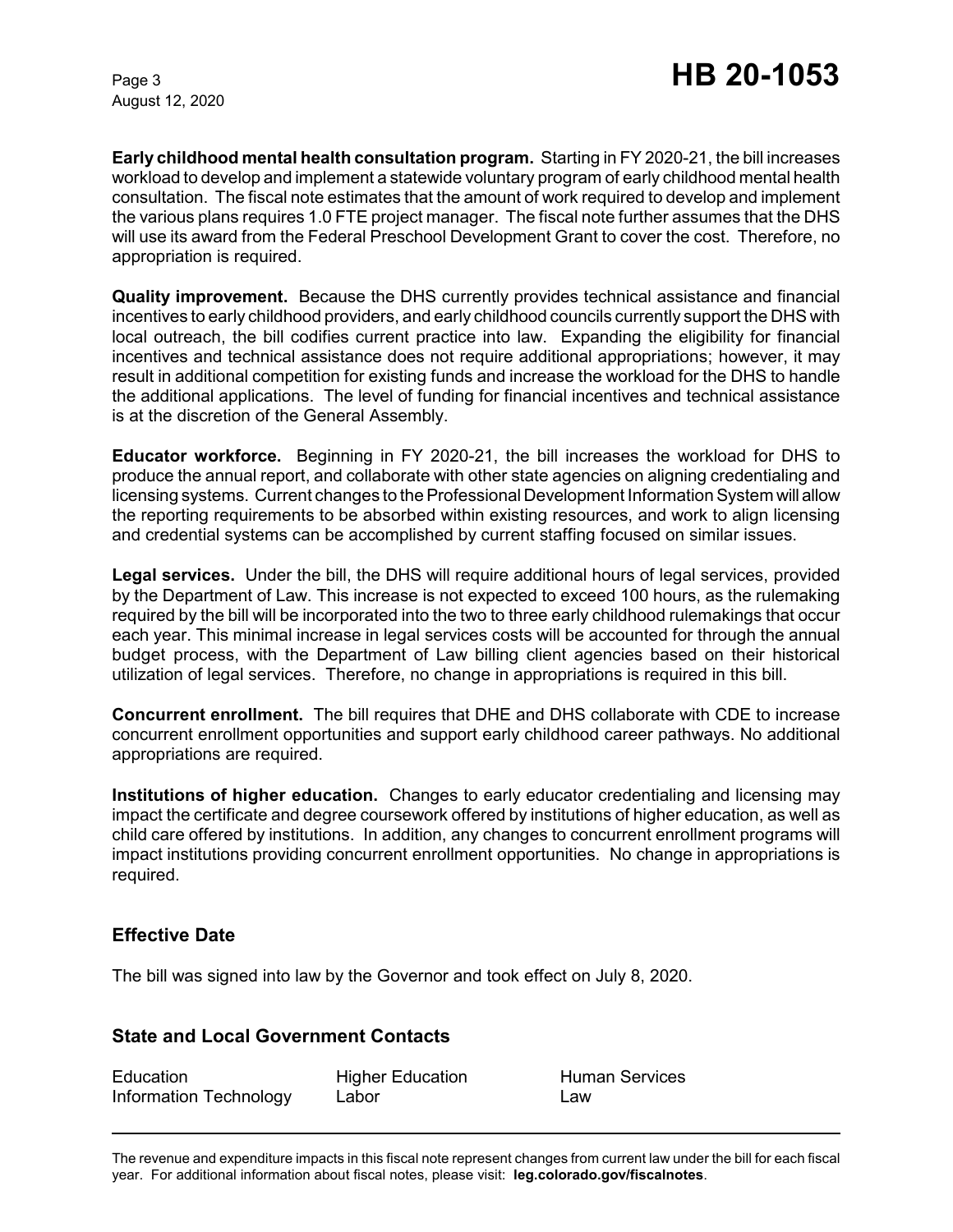**Early childhood mental health consultation program.** Starting in FY 2020-21, the bill increases workload to develop and implement a statewide voluntary program of early childhood mental health consultation. The fiscal note estimates that the amount of work required to develop and implement the various plans requires 1.0 FTE project manager. The fiscal note further assumes that the DHS will use its award from the Federal Preschool Development Grant to cover the cost. Therefore, no appropriation is required.

**Quality improvement.** Because the DHS currently provides technical assistance and financial incentives to early childhood providers, and early childhood councils currently support the DHS with local outreach, the bill codifies current practice into law. Expanding the eligibility for financial incentives and technical assistance does not require additional appropriations; however, it may result in additional competition for existing funds and increase the workload for the DHS to handle the additional applications. The level of funding for financial incentives and technical assistance is at the discretion of the General Assembly.

**Educator workforce.** Beginning in FY 2020-21, the bill increases the workload for DHS to produce the annual report, and collaborate with other state agencies on aligning credentialing and licensing systems. Current changes to the Professional Development Information System will allow the reporting requirements to be absorbed within existing resources, and work to align licensing and credential systems can be accomplished by current staffing focused on similar issues.

**Legal services.** Under the bill, the DHS will require additional hours of legal services, provided by the Department of Law. This increase is not expected to exceed 100 hours, as the rulemaking required by the bill will be incorporated into the two to three early childhood rulemakings that occur each year. This minimal increase in legal services costs will be accounted for through the annual budget process, with the Department of Law billing client agencies based on their historical utilization of legal services. Therefore, no change in appropriations is required in this bill.

**Concurrent enrollment.** The bill requires that DHE and DHS collaborate with CDE to increase concurrent enrollment opportunities and support early childhood career pathways. No additional appropriations are required.

**Institutions of higher education.** Changes to early educator credentialing and licensing may impact the certificate and degree coursework offered by institutions of higher education, as well as child care offered by institutions. In addition, any changes to concurrent enrollment programs will impact institutions providing concurrent enrollment opportunities. No change in appropriations is required.

## Effective Date

The bill was signed into law by the Governor and took effect on July 8, 2020.

## State and Local Government Contacts

| | | |
|---|---|---|
| Education | Higher Education | Human Services |
| Information Technology | Labor | Law |

The revenue and expenditure impacts in this fiscal note represent changes from current law under the bill for each fiscal year. For additional information about fiscal notes, please visit: **leg.colorado.gov/fiscalnotes**.